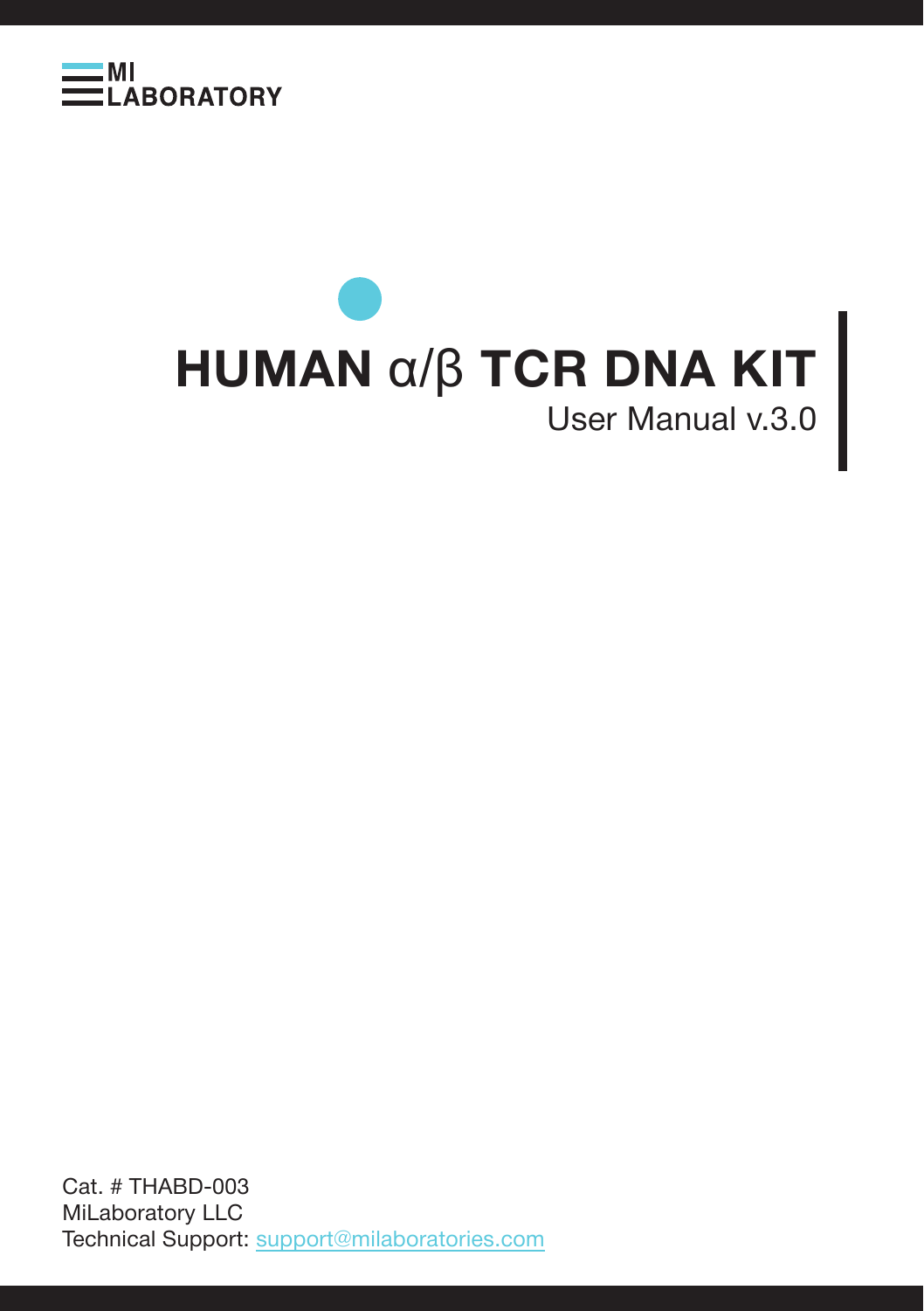MI LABORATORY

# HUMAN α/β TCR DNA KIT

User Manual v.3.0

Cat. # THABD-003
MiLaboratory LLC
Technical Support: support@milaboratories.com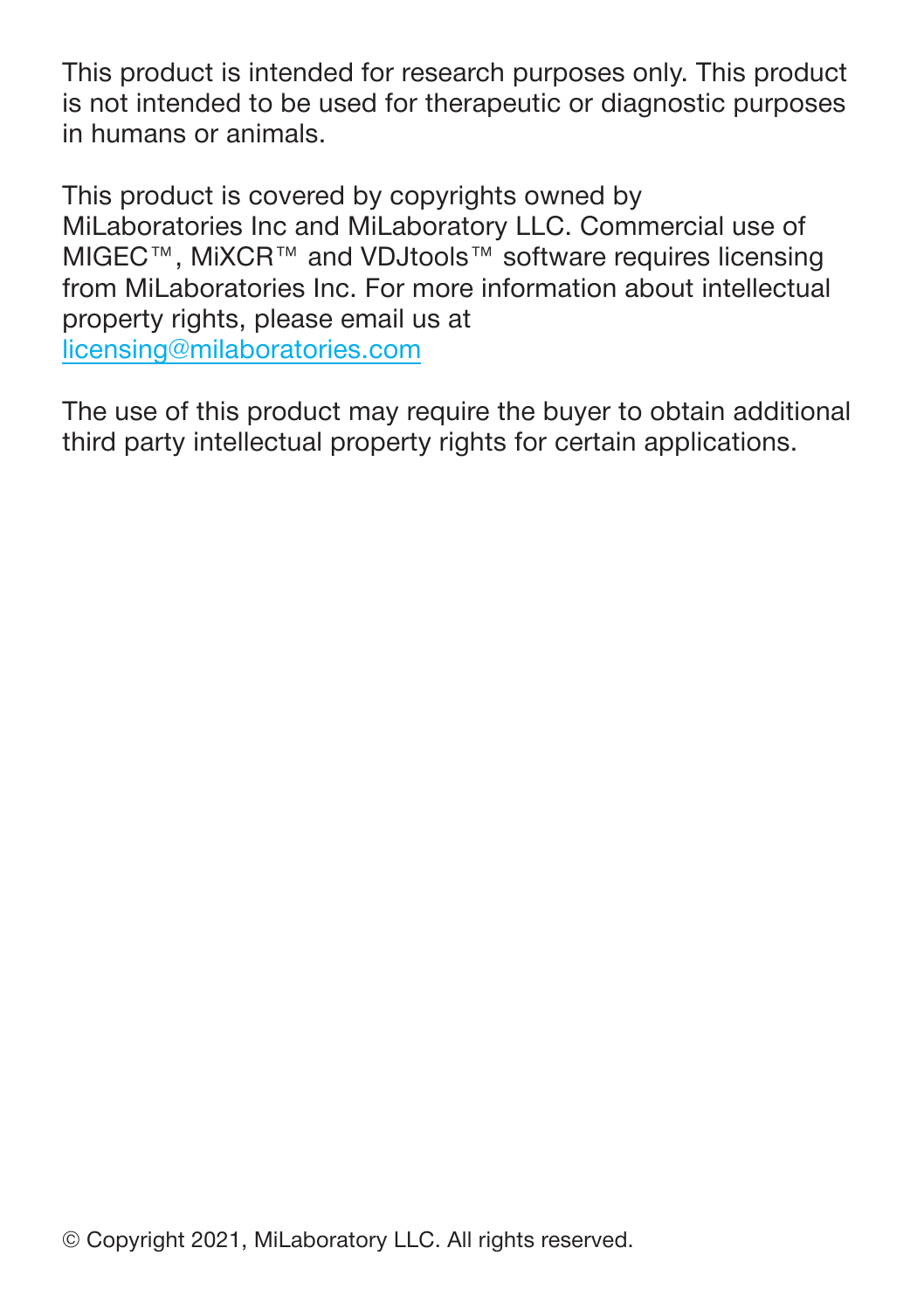This product is intended for research purposes only. This product is not intended to be used for therapeutic or diagnostic purposes in humans or animals.

This product is covered by copyrights owned by MiLaboratories Inc and MiLaboratory LLC. Commercial use of MIGEC™, MiXCR™ and VDJtools™ software requires licensing from MiLaboratories Inc. For more information about intellectual property rights, please email us at licensing@milaboratories.com

The use of this product may require the buyer to obtain additional third party intellectual property rights for certain applications.

© Copyright 2021, MiLaboratory LLC. All rights reserved.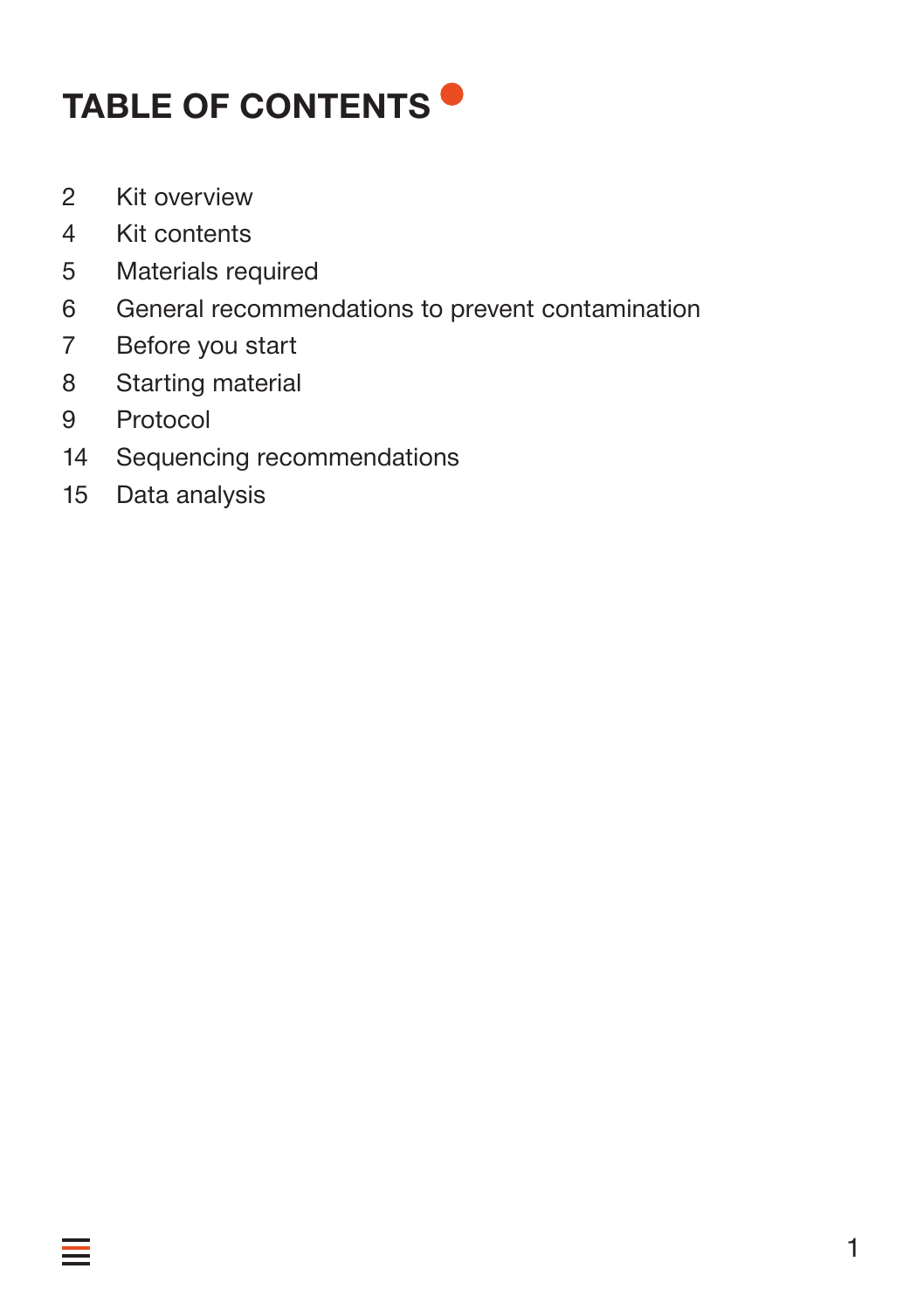# TABLE OF CONTENTS

| | |
|---|---|
| 2 | Kit overview |
| 4 | Kit contents |
| 5 | Materials required |
| 6 | General recommendations to prevent contamination |
| 7 | Before you start |
| 8 | Starting material |
| 9 | Protocol |
| 14 | Sequencing recommendations |
| 15 | Data analysis |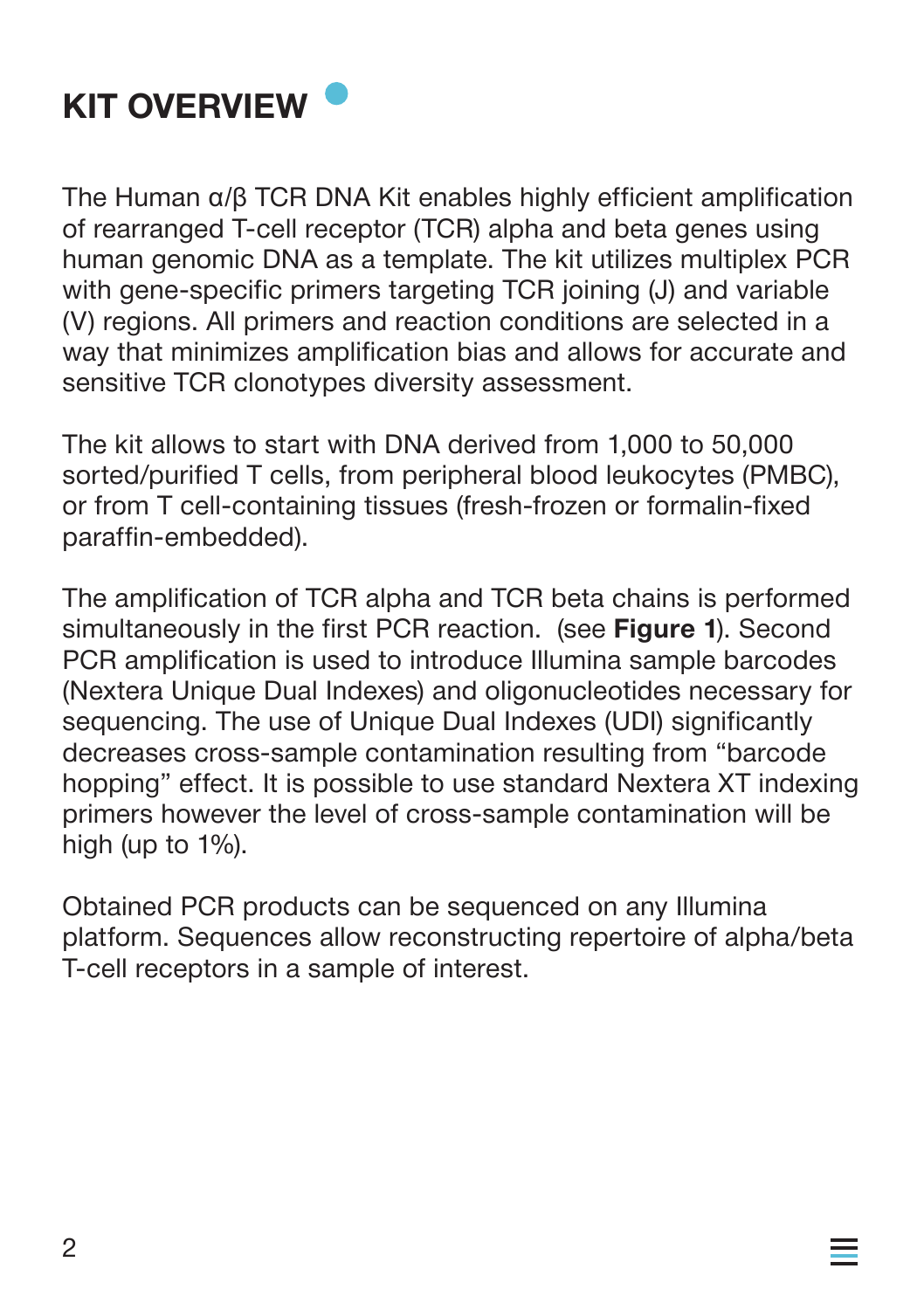# KIT OVERVIEW

The Human α/β TCR DNA Kit enables highly efficient amplification of rearranged T-cell receptor (TCR) alpha and beta genes using human genomic DNA as a template. The kit utilizes multiplex PCR with gene-specific primers targeting TCR joining (J) and variable (V) regions. All primers and reaction conditions are selected in a way that minimizes amplification bias and allows for accurate and sensitive TCR clonotypes diversity assessment.

The kit allows to start with DNA derived from 1,000 to 50,000 sorted/purified T cells, from peripheral blood leukocytes (PMBC), or from T cell-containing tissues (fresh-frozen or formalin-fixed paraffin-embedded).

The amplification of TCR alpha and TCR beta chains is performed simultaneously in the first PCR reaction. (see **Figure 1**). Second PCR amplification is used to introduce Illumina sample barcodes (Nextera Unique Dual Indexes) and oligonucleotides necessary for sequencing. The use of Unique Dual Indexes (UDI) significantly decreases cross-sample contamination resulting from "barcode hopping" effect. It is possible to use standard Nextera XT indexing primers however the level of cross-sample contamination will be high (up to 1%).

Obtained PCR products can be sequenced on any Illumina platform. Sequences allow reconstructing repertoire of alpha/beta T-cell receptors in a sample of interest.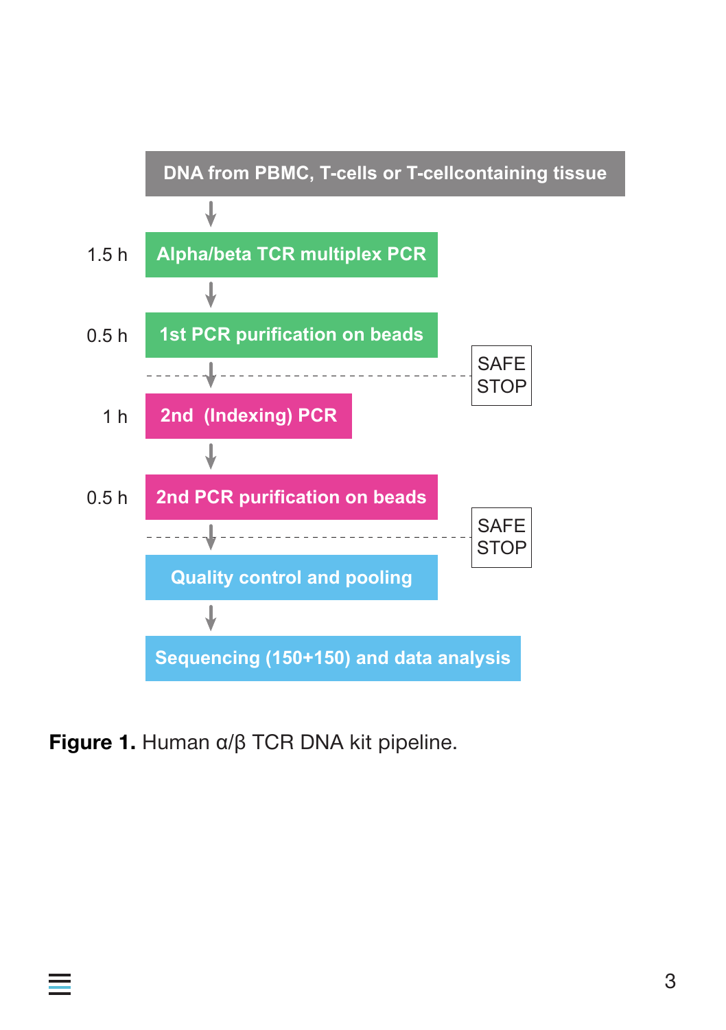DNA from PBMC, T-cells or T-cellcontaining tissue

1.5 h Alpha/beta TCR multiplex PCR

0.5 h 1st PCR purification on beads

SAFE STOP

1 h 2nd (Indexing) PCR

0.5 h 2nd PCR purification on beads

SAFE STOP

Quality control and pooling

Sequencing (150+150) and data analysis

**Figure 1.** Human α/β TCR DNA kit pipeline.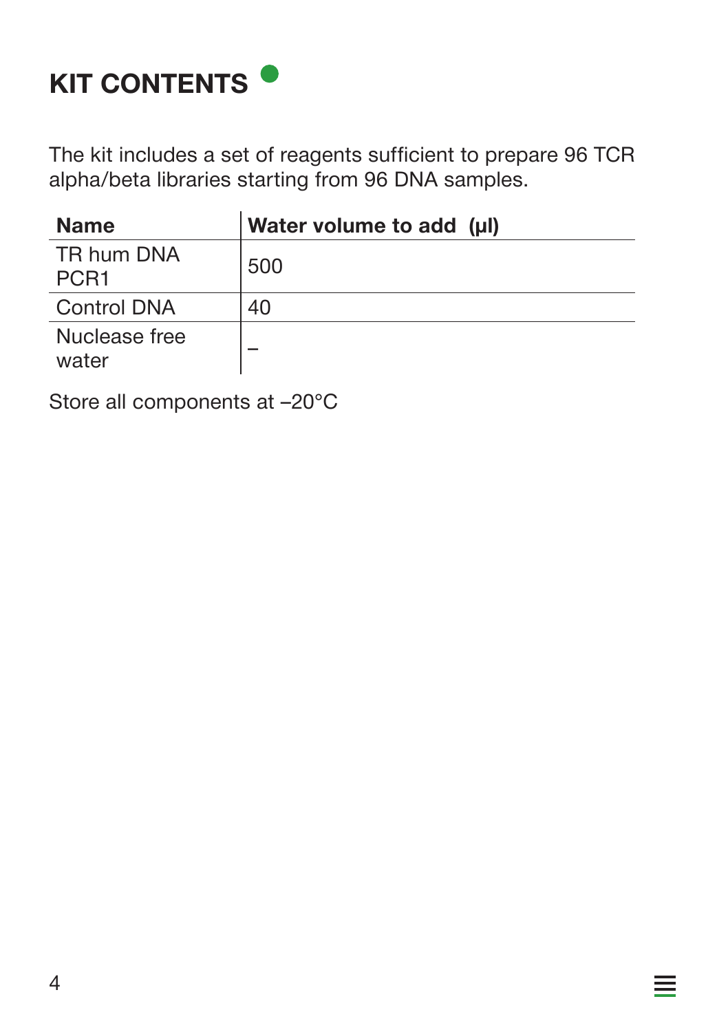# KIT CONTENTS

The kit includes a set of reagents sufficient to prepare 96 TCR alpha/beta libraries starting from 96 DNA samples.

| Name | Water volume to add (µl) |
|---|---|
| TR hum DNA PCR1 | 500 |
| Control DNA | 40 |
| Nuclease free water | – |

Store all components at –20°C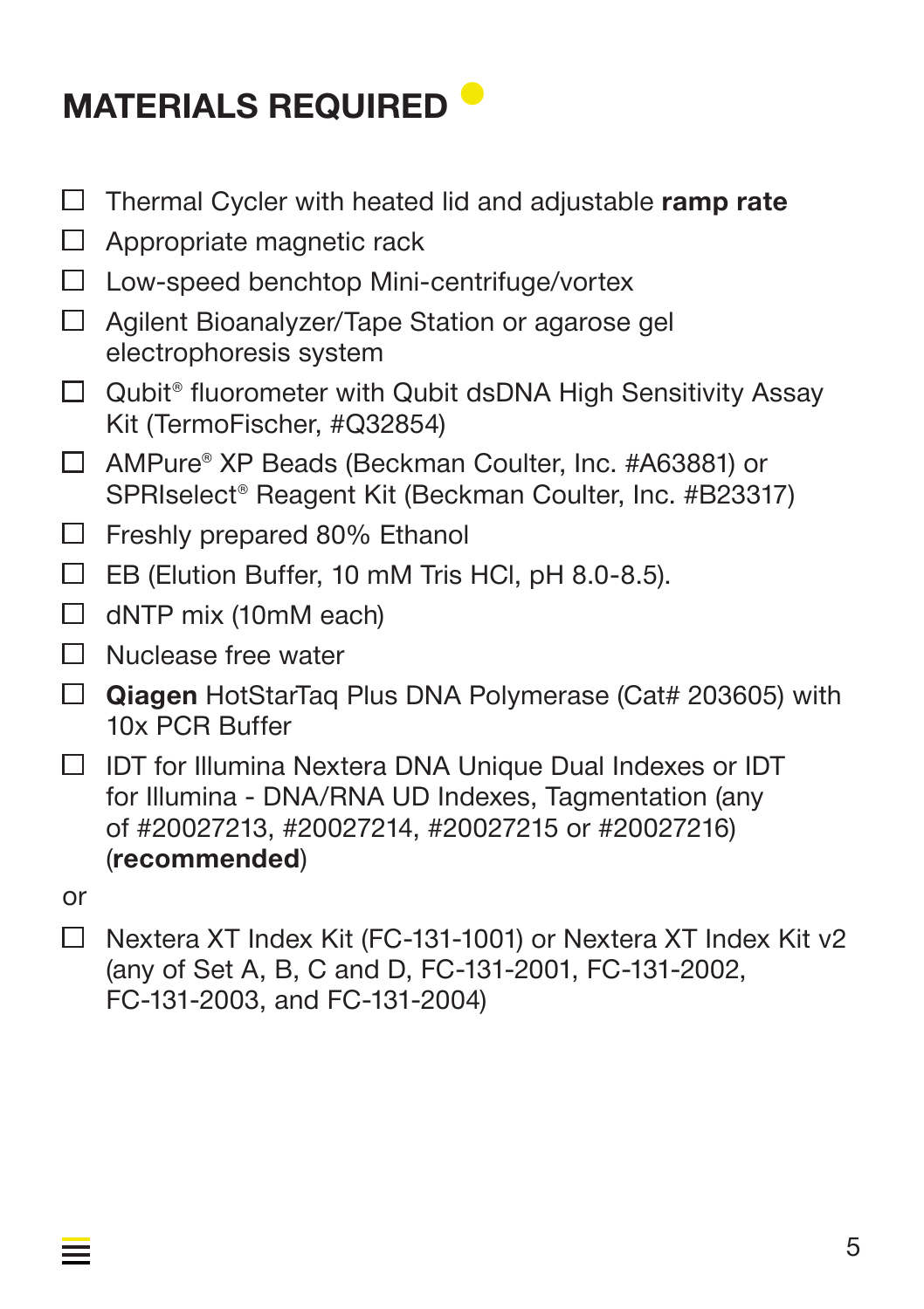# MATERIALS REQUIRED

- [ ] Thermal Cycler with heated lid and adjustable **ramp rate**
- [ ] Appropriate magnetic rack
- [ ] Low-speed benchtop Mini-centrifuge/vortex
- [ ] Agilent Bioanalyzer/Tape Station or agarose gel electrophoresis system
- [ ] Qubit® fluorometer with Qubit dsDNA High Sensitivity Assay Kit (TermoFischer, #Q32854)
- [ ] AMPure® XP Beads (Beckman Coulter, Inc. #A63881) or SPRIselect® Reagent Kit (Beckman Coulter, Inc. #B23317)
- [ ] Freshly prepared 80% Ethanol
- [ ] EB (Elution Buffer, 10 mM Tris HCl, pH 8.0-8.5).
- [ ] dNTP mix (10mM each)
- [ ] Nuclease free water
- [ ] **Qiagen** HotStarTaq Plus DNA Polymerase (Cat# 203605) with 10x PCR Buffer
- [ ] IDT for Illumina Nextera DNA Unique Dual Indexes or IDT for Illumina - DNA/RNA UD Indexes, Tagmentation (any of #20027213, #20027214, #20027215 or #20027216) (**recommended**)

or

- [ ] Nextera XT Index Kit (FC-131-1001) or Nextera XT Index Kit v2 (any of Set A, B, C and D, FC-131-2001, FC-131-2002, FC-131-2003, and FC-131-2004)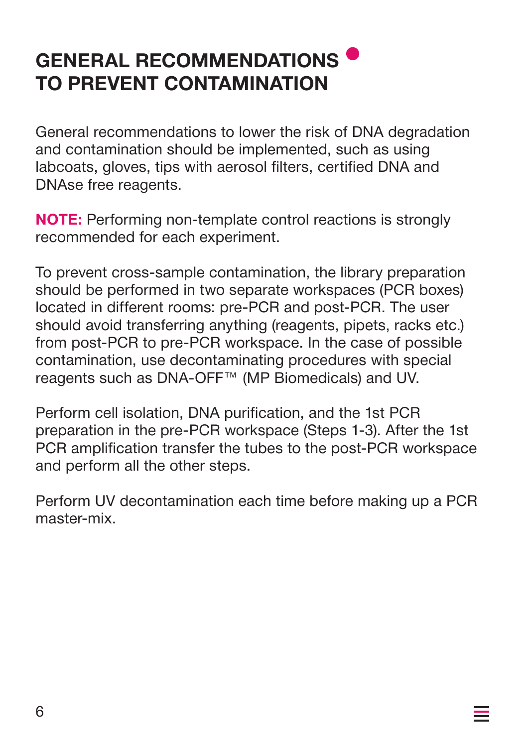# GENERAL RECOMMENDATIONS TO PREVENT CONTAMINATION

General recommendations to lower the risk of DNA degradation and contamination should be implemented, such as using labcoats, gloves, tips with aerosol filters, certified DNA and DNAse free reagents.

**NOTE:** Performing non-template control reactions is strongly recommended for each experiment.

To prevent cross-sample contamination, the library preparation should be performed in two separate workspaces (PCR boxes) located in different rooms: pre-PCR and post-PCR. The user should avoid transferring anything (reagents, pipets, racks etc.) from post-PCR to pre-PCR workspace. In the case of possible contamination, use decontaminating procedures with special reagents such as DNA-OFF™ (MP Biomedicals) and UV.

Perform cell isolation, DNA purification, and the 1st PCR preparation in the pre-PCR workspace (Steps 1-3). After the 1st PCR amplification transfer the tubes to the post-PCR workspace and perform all the other steps.

Perform UV decontamination each time before making up a PCR master-mix.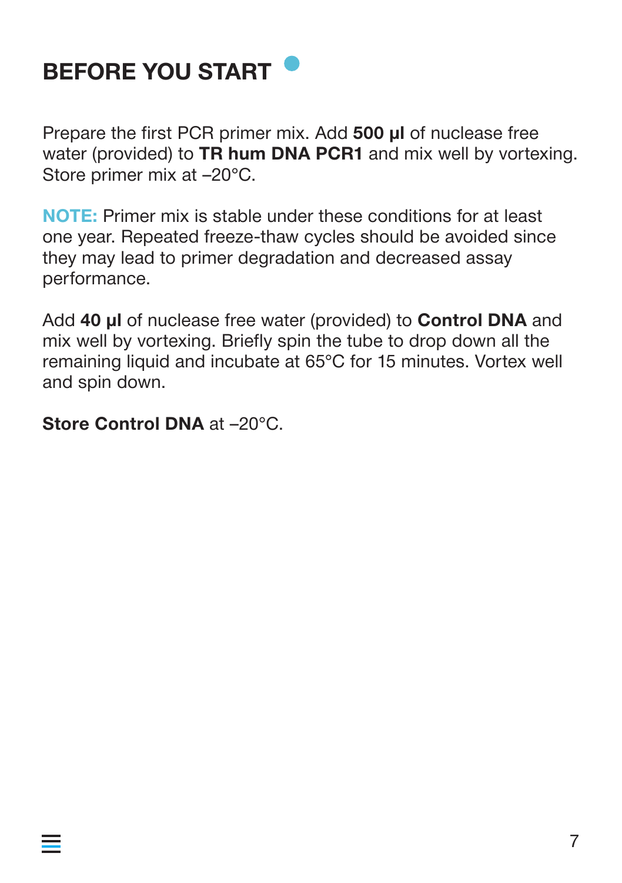# BEFORE YOU START

Prepare the first PCR primer mix. Add **500 µl** of nuclease free water (provided) to **TR hum DNA PCR1** and mix well by vortexing. Store primer mix at –20°C.

**NOTE:** Primer mix is stable under these conditions for at least one year. Repeated freeze-thaw cycles should be avoided since they may lead to primer degradation and decreased assay performance.

Add **40 µl** of nuclease free water (provided) to **Control DNA** and mix well by vortexing. Briefly spin the tube to drop down all the remaining liquid and incubate at 65°C for 15 minutes. Vortex well and spin down.

**Store Control DNA** at –20°C.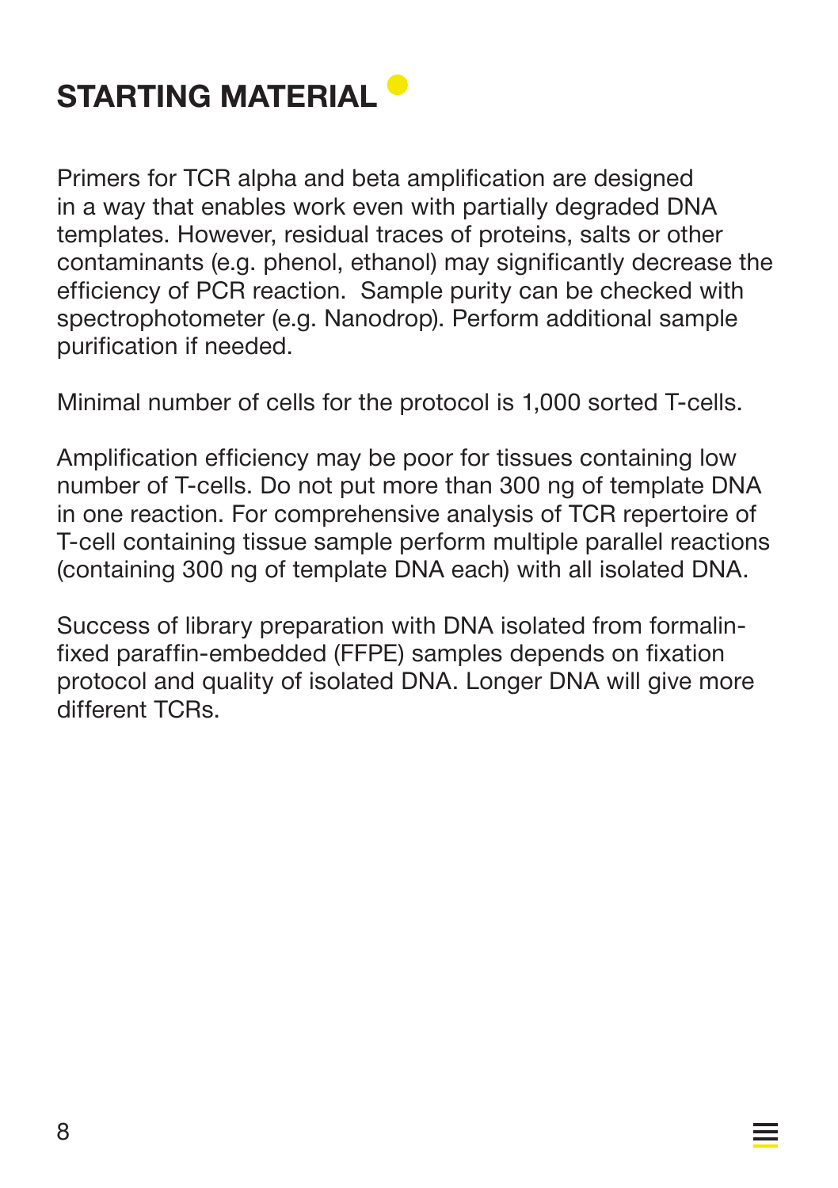# STARTING MATERIAL

Primers for TCR alpha and beta amplification are designed in a way that enables work even with partially degraded DNA templates. However, residual traces of proteins, salts or other contaminants (e.g. phenol, ethanol) may significantly decrease the efficiency of PCR reaction.  Sample purity can be checked with spectrophotometer (e.g. Nanodrop). Perform additional sample purification if needed.

Minimal number of cells for the protocol is 1,000 sorted T-cells.

Amplification efficiency may be poor for tissues containing low number of T-cells. Do not put more than 300 ng of template DNA in one reaction. For comprehensive analysis of TCR repertoire of T-cell containing tissue sample perform multiple parallel reactions (containing 300 ng of template DNA each) with all isolated DNA.

Success of library preparation with DNA isolated from formalin-fixed paraffin-embedded (FFPE) samples depends on fixation protocol and quality of isolated DNA. Longer DNA will give more different TCRs.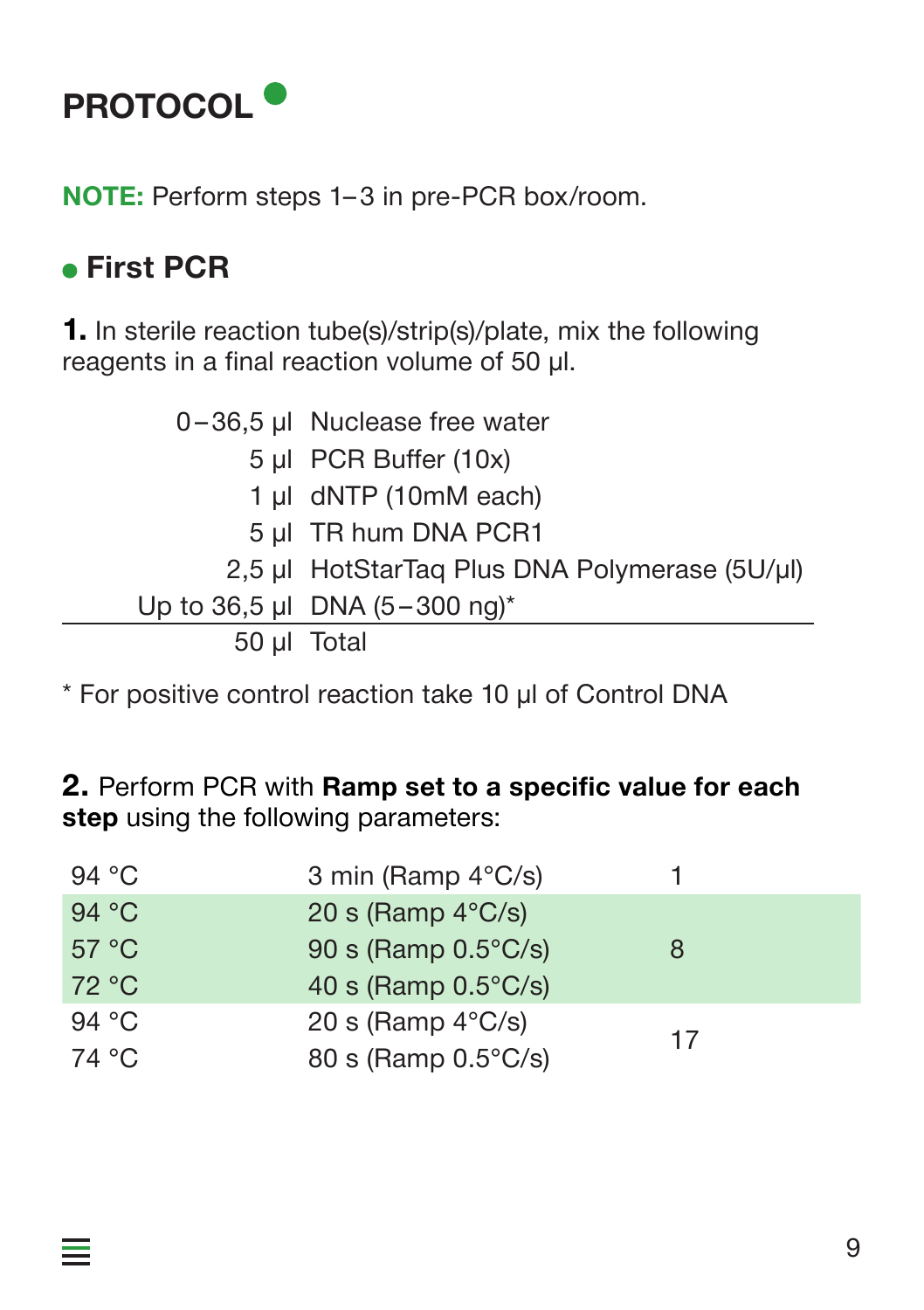# PROTOCOL

**NOTE:** Perform steps 1–3 in pre-PCR box/room.

## First PCR

**1.** In sterile reaction tube(s)/strip(s)/plate, mix the following reagents in a final reaction volume of 50 µl.

| | |
|---|---|
| 0–36,5 µl | Nuclease free water |
| 5 µl | PCR Buffer (10x) |
| 1 µl | dNTP (10mM each) |
| 5 µl | TR hum DNA PCR1 |
| 2,5 µl | HotStarTaq Plus DNA Polymerase (5U/µl) |
| Up to 36,5 µl | DNA (5–300 ng)* |
| 50 µl | Total |

* For positive control reaction take 10 µl of Control DNA

**2.** Perform PCR with **Ramp set to a specific value for each step** using the following parameters:

| | | |
|---|---|---|
| 94 °C | 3 min (Ramp 4°C/s) | 1 |
| 94 °C | 20 s (Ramp 4°C/s) | 8 |
| 57 °C | 90 s (Ramp 0.5°C/s) | |
| 72 °C | 40 s (Ramp 0.5°C/s) | |
| 94 °C | 20 s (Ramp 4°C/s) | 17 |
| 74 °C | 80 s (Ramp 0.5°C/s) | |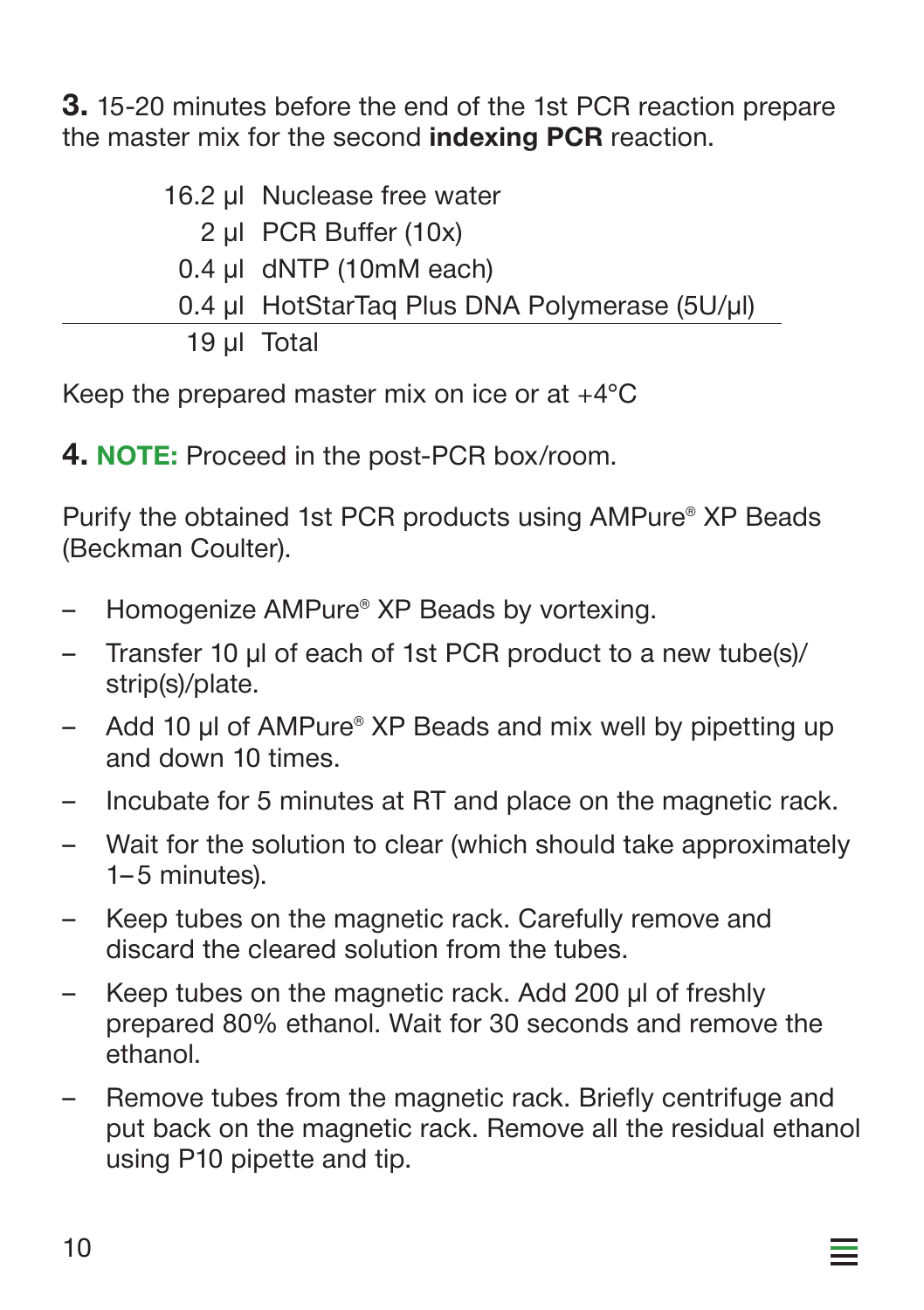**3.** 15-20 minutes before the end of the 1st PCR reaction prepare the master mix for the second **indexing PCR** reaction.

| | |
|---|---|
| 16.2 µl | Nuclease free water |
| 2 µl | PCR Buffer (10x) |
| 0.4 µl | dNTP (10mM each) |
| 0.4 µl | HotStarTaq Plus DNA Polymerase (5U/µl) |
| 19 µl | Total |

Keep the prepared master mix on ice or at +4°C

**4. NOTE:** Proceed in the post-PCR box/room.

Purify the obtained 1st PCR products using AMPure® XP Beads (Beckman Coulter).

- Homogenize AMPure® XP Beads by vortexing.
- Transfer 10 µl of each of 1st PCR product to a new tube(s)/strip(s)/plate.
- Add 10 µl of AMPure® XP Beads and mix well by pipetting up and down 10 times.
- Incubate for 5 minutes at RT and place on the magnetic rack.
- Wait for the solution to clear (which should take approximately 1–5 minutes).
- Keep tubes on the magnetic rack. Carefully remove and discard the cleared solution from the tubes.
- Keep tubes on the magnetic rack. Add 200 µl of freshly prepared 80% ethanol. Wait for 30 seconds and remove the ethanol.
- Remove tubes from the magnetic rack. Briefly centrifuge and put back on the magnetic rack. Remove all the residual ethanol using P10 pipette and tip.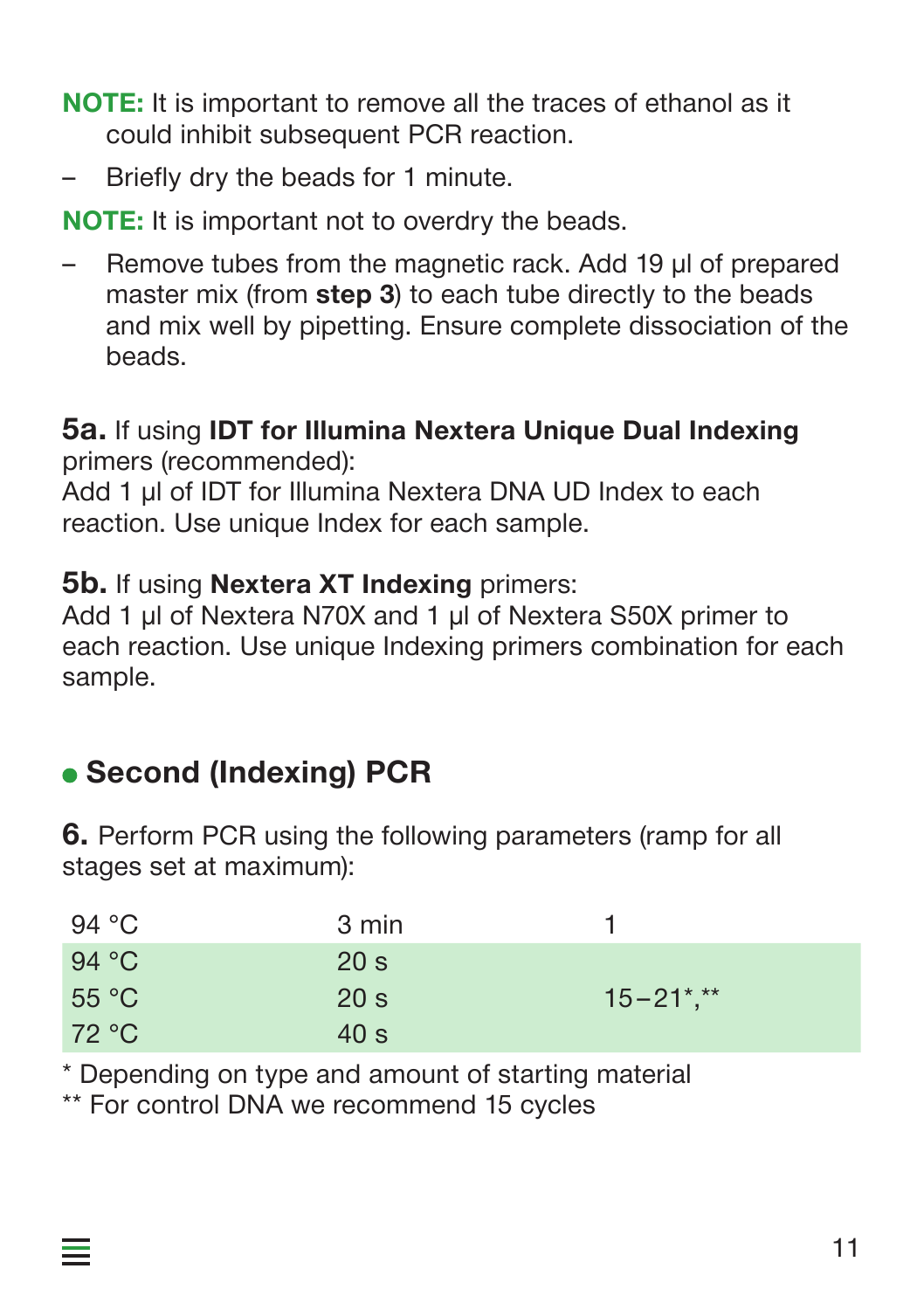**NOTE:** It is important to remove all the traces of ethanol as it could inhibit subsequent PCR reaction.

- Briefly dry the beads for 1 minute.

**NOTE:** It is important not to overdry the beads.

- Remove tubes from the magnetic rack. Add 19 µl of prepared master mix (from **step 3**) to each tube directly to the beads and mix well by pipetting. Ensure complete dissociation of the beads.

**5a.** If using **IDT for Illumina Nextera Unique Dual Indexing** primers (recommended):
Add 1 µl of IDT for Illumina Nextera DNA UD Index to each reaction. Use unique Index for each sample.

**5b.** If using **Nextera XT Indexing** primers:
Add 1 µl of Nextera N70X and 1 µl of Nextera S50X primer to each reaction. Use unique Indexing primers combination for each sample.

## Second (Indexing) PCR

**6.** Perform PCR using the following parameters (ramp for all stages set at maximum):

| | | |
|---|---|---|
| 94 °C | 3 min | 1 |
| 94 °C | 20 s | |
| 55 °C | 20 s | 15–21*,** |
| 72 °C | 40 s | |

* Depending on type and amount of starting material
** For control DNA we recommend 15 cycles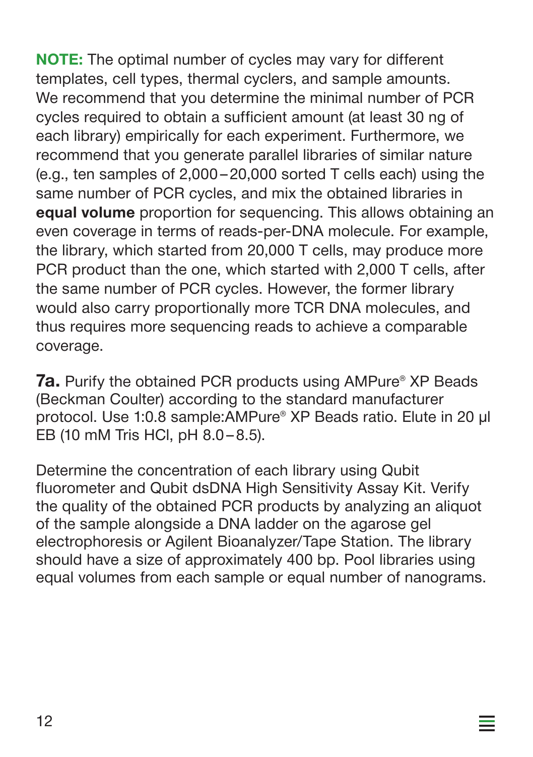**NOTE:** The optimal number of cycles may vary for different templates, cell types, thermal cyclers, and sample amounts. We recommend that you determine the minimal number of PCR cycles required to obtain a sufficient amount (at least 30 ng of each library) empirically for each experiment. Furthermore, we recommend that you generate parallel libraries of similar nature (e.g., ten samples of 2,000 – 20,000 sorted T cells each) using the same number of PCR cycles, and mix the obtained libraries in **equal volume** proportion for sequencing. This allows obtaining an even coverage in terms of reads-per-DNA molecule. For example, the library, which started from 20,000 T cells, may produce more PCR product than the one, which started with 2,000 T cells, after the same number of PCR cycles. However, the former library would also carry proportionally more TCR DNA molecules, and thus requires more sequencing reads to achieve a comparable coverage.

**7a.** Purify the obtained PCR products using AMPure® XP Beads (Beckman Coulter) according to the standard manufacturer protocol. Use 1:0.8 sample:AMPure® XP Beads ratio. Elute in 20 µl EB (10 mM Tris HCl, pH 8.0 – 8.5).

Determine the concentration of each library using Qubit fluorometer and Qubit dsDNA High Sensitivity Assay Kit. Verify the quality of the obtained PCR products by analyzing an aliquot of the sample alongside a DNA ladder on the agarose gel electrophoresis or Agilent Bioanalyzer/Tape Station. The library should have a size of approximately 400 bp. Pool libraries using equal volumes from each sample or equal number of nanograms.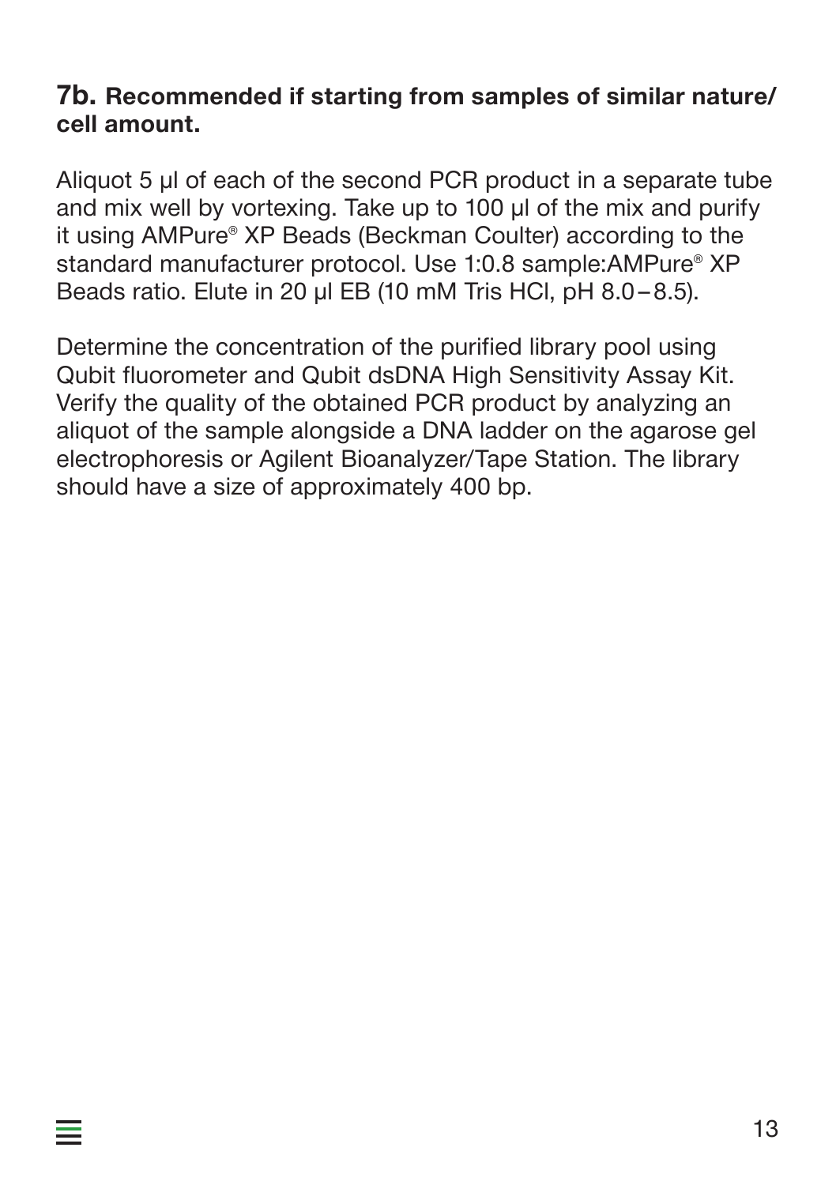### 7b. Recommended if starting from samples of similar nature/ cell amount.

Aliquot 5 µl of each of the second PCR product in a separate tube and mix well by vortexing. Take up to 100 µl of the mix and purify it using AMPure® XP Beads (Beckman Coulter) according to the standard manufacturer protocol. Use 1:0.8 sample:AMPure® XP Beads ratio. Elute in 20 µl EB (10 mM Tris HCl, pH 8.0 – 8.5).

Determine the concentration of the purified library pool using Qubit fluorometer and Qubit dsDNA High Sensitivity Assay Kit. Verify the quality of the obtained PCR product by analyzing an aliquot of the sample alongside a DNA ladder on the agarose gel electrophoresis or Agilent Bioanalyzer/Tape Station. The library should have a size of approximately 400 bp.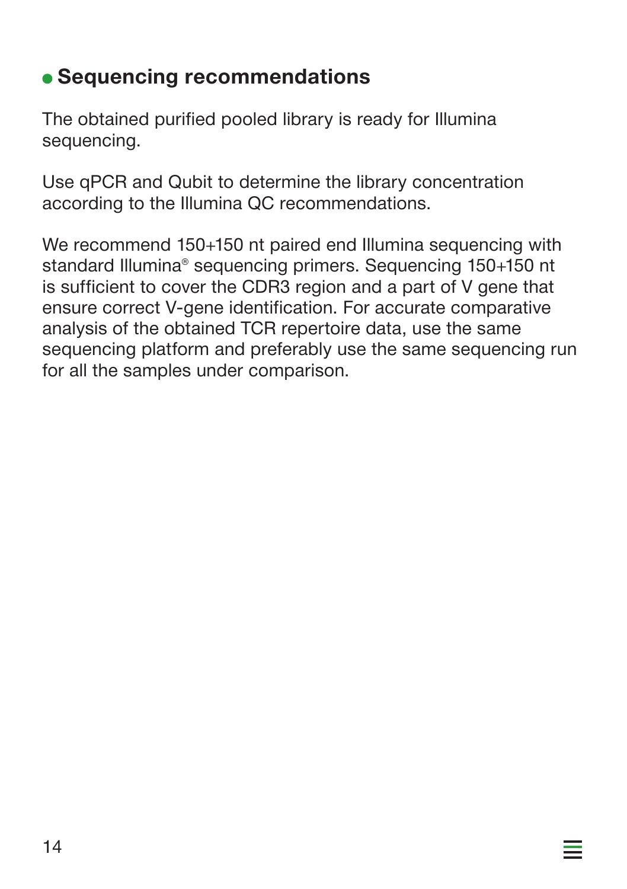## Sequencing recommendations

The obtained purified pooled library is ready for Illumina sequencing.

Use qPCR and Qubit to determine the library concentration according to the Illumina QC recommendations.

We recommend 150+150 nt paired end Illumina sequencing with standard Illumina® sequencing primers. Sequencing 150+150 nt is sufficient to cover the CDR3 region and a part of V gene that ensure correct V-gene identification. For accurate comparative analysis of the obtained TCR repertoire data, use the same sequencing platform and preferably use the same sequencing run for all the samples under comparison.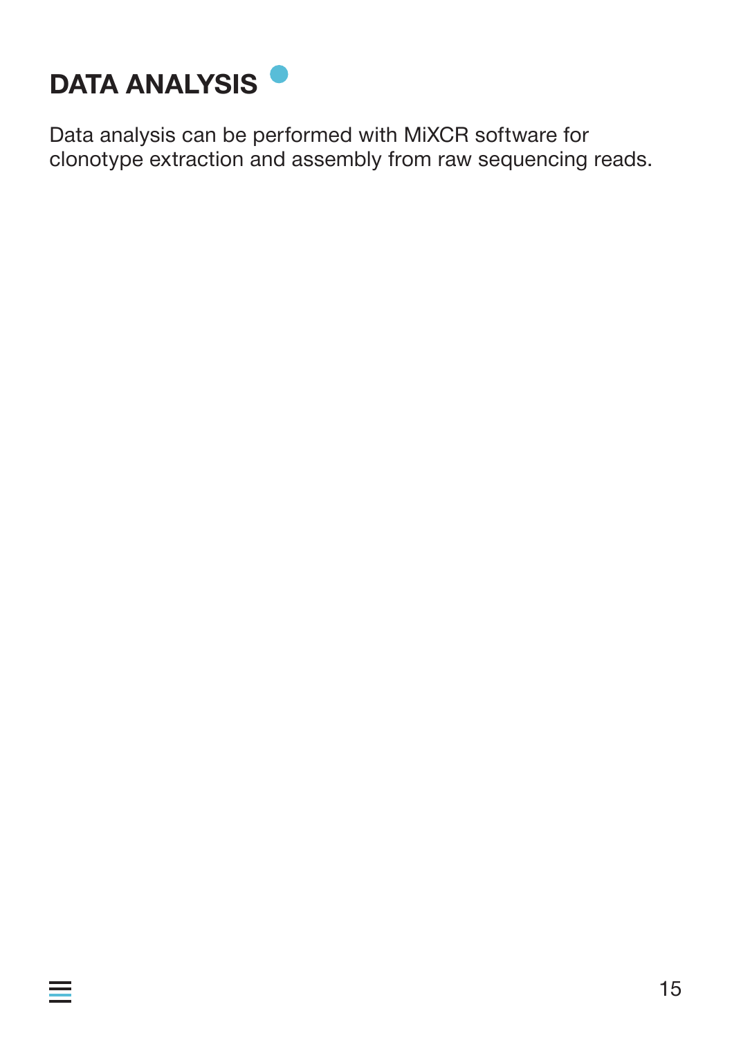# DATA ANALYSIS

Data analysis can be performed with MiXCR software for clonotype extraction and assembly from raw sequencing reads.